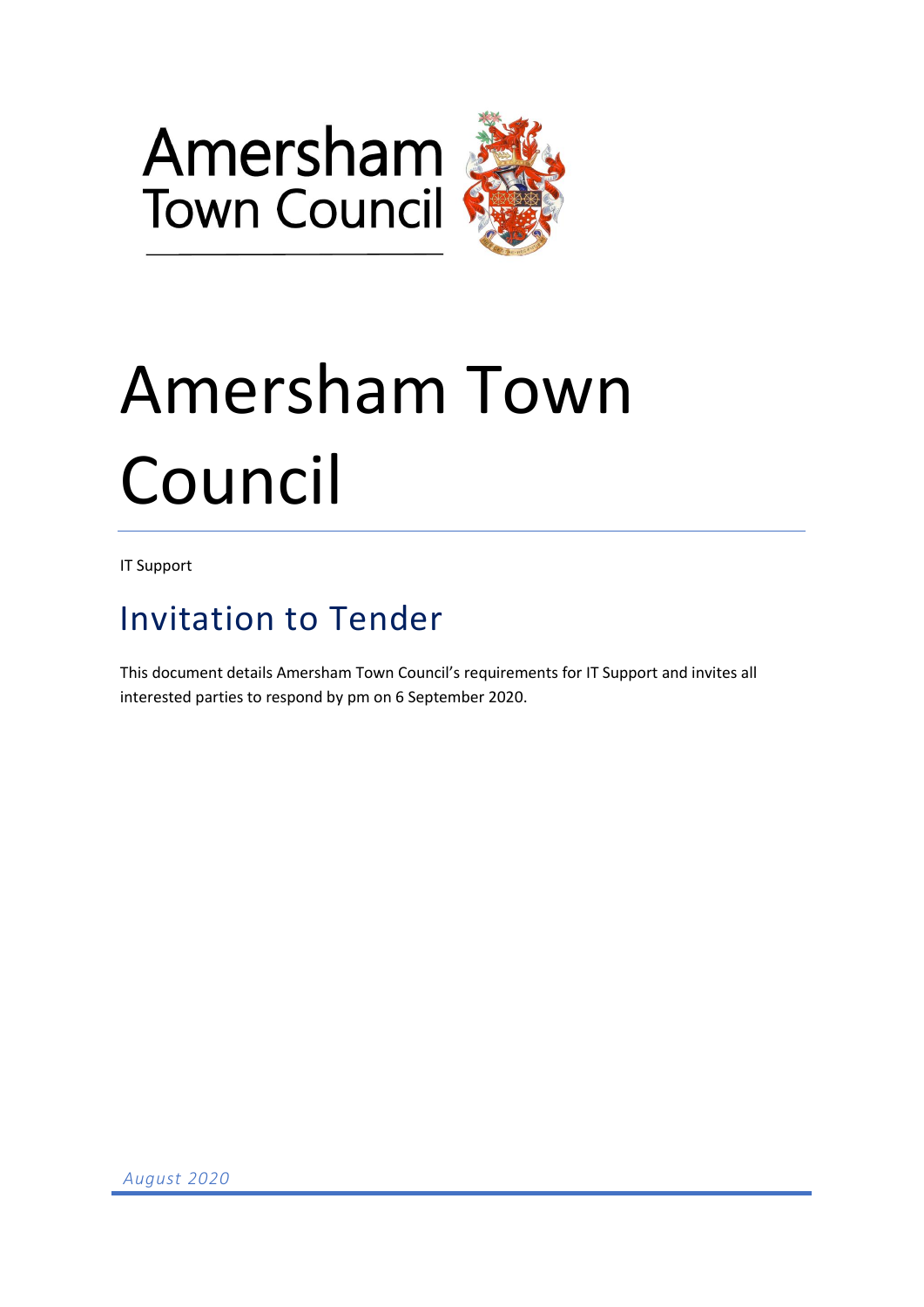Amersham
Town Council

# Amersham Town Council

IT Support

## Invitation to Tender

This document details Amersham Town Council's requirements for IT Support and invites all interested parties to respond by pm on 6 September 2020.

*August 2020*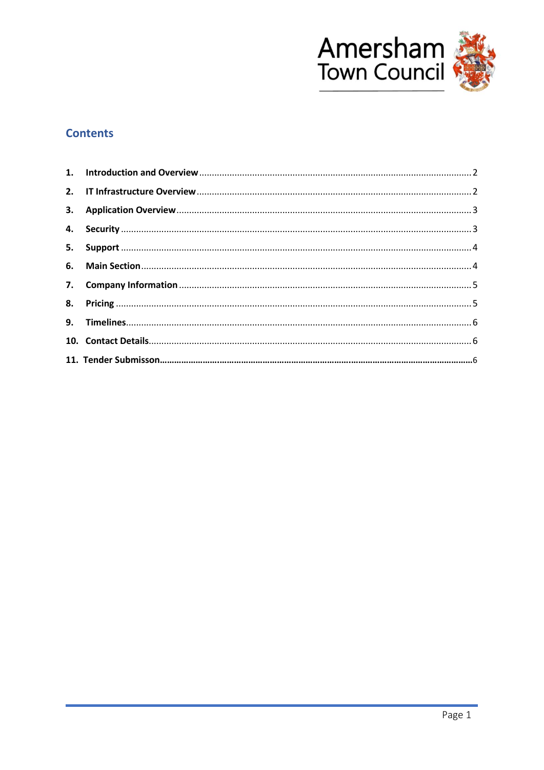Amersham Town Council

## Contents

1. **Introduction and Overview** ........................................ 2
2. **IT Infrastructure Overview** ........................................ 2
3. **Application Overview** ........................................ 3
4. **Security** ........................................ 3
5. **Support** ........................................ 4
6. **Main Section** ........................................ 4
7. **Company Information** ........................................ 5
8. **Pricing** ........................................ 5
9. **Timelines** ........................................ 6
10. **Contact Details** ........................................ 6
11. **Tender Submisson** ........................................ 6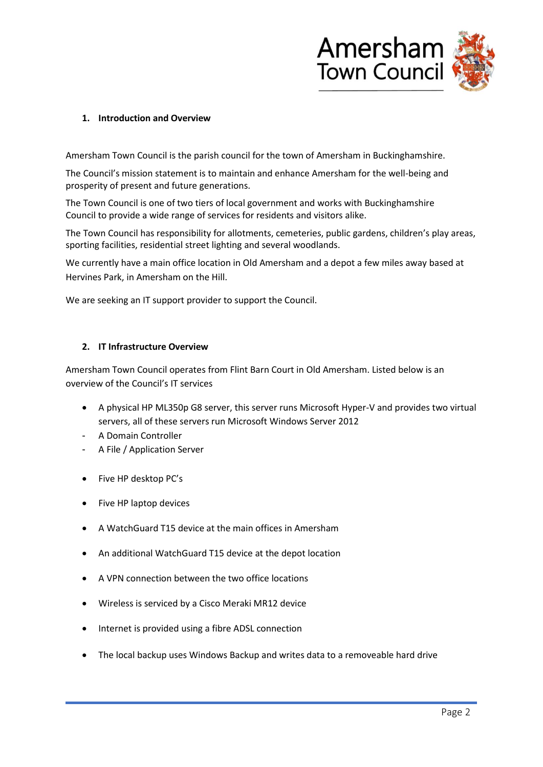## 1. Introduction and Overview

Amersham Town Council is the parish council for the town of Amersham in Buckinghamshire.

The Council's mission statement is to maintain and enhance Amersham for the well-being and prosperity of present and future generations.

The Town Council is one of two tiers of local government and works with Buckinghamshire Council to provide a wide range of services for residents and visitors alike.

The Town Council has responsibility for allotments, cemeteries, public gardens, children's play areas, sporting facilities, residential street lighting and several woodlands.

We currently have a main office location in Old Amersham and a depot a few miles away based at Hervines Park, in Amersham on the Hill.

We are seeking an IT support provider to support the Council.

## 2. IT Infrastructure Overview

Amersham Town Council operates from Flint Barn Court in Old Amersham. Listed below is an overview of the Council's IT services

- A physical HP ML350p G8 server, this server runs Microsoft Hyper-V and provides two virtual servers, all of these servers run Microsoft Windows Server 2012
  - A Domain Controller
  - A File / Application Server
- Five HP desktop PC's
- Five HP laptop devices
- A WatchGuard T15 device at the main offices in Amersham
- An additional WatchGuard T15 device at the depot location
- A VPN connection between the two office locations
- Wireless is serviced by a Cisco Meraki MR12 device
- Internet is provided using a fibre ADSL connection
- The local backup uses Windows Backup and writes data to a removeable hard drive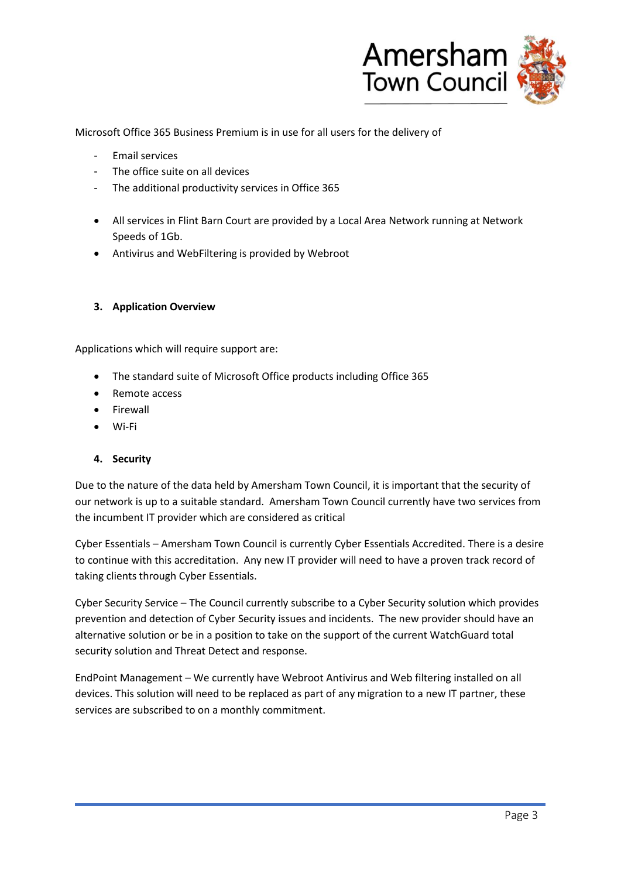Microsoft Office 365 Business Premium is in use for all users for the delivery of

- Email services
- The office suite on all devices
- The additional productivity services in Office 365

- All services in Flint Barn Court are provided by a Local Area Network running at Network Speeds of 1Gb.
- Antivirus and WebFiltering is provided by Webroot

### 3. Application Overview

Applications which will require support are:

- The standard suite of Microsoft Office products including Office 365
- Remote access
- Firewall
- Wi-Fi

### 4. Security

Due to the nature of the data held by Amersham Town Council, it is important that the security of our network is up to a suitable standard. Amersham Town Council currently have two services from the incumbent IT provider which are considered as critical

Cyber Essentials – Amersham Town Council is currently Cyber Essentials Accredited. There is a desire to continue with this accreditation. Any new IT provider will need to have a proven track record of taking clients through Cyber Essentials.

Cyber Security Service – The Council currently subscribe to a Cyber Security solution which provides prevention and detection of Cyber Security issues and incidents. The new provider should have an alternative solution or be in a position to take on the support of the current WatchGuard total security solution and Threat Detect and response.

EndPoint Management – We currently have Webroot Antivirus and Web filtering installed on all devices. This solution will need to be replaced as part of any migration to a new IT partner, these services are subscribed to on a monthly commitment.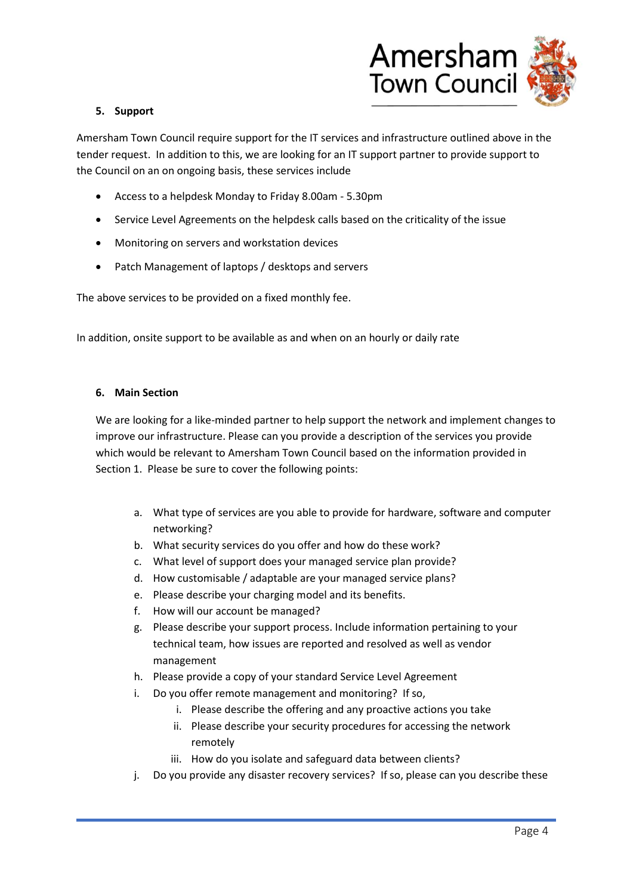## 5. Support

Amersham Town Council require support for the IT services and infrastructure outlined above in the tender request. In addition to this, we are looking for an IT support partner to provide support to the Council on an on ongoing basis, these services include

- Access to a helpdesk Monday to Friday 8.00am - 5.30pm
- Service Level Agreements on the helpdesk calls based on the criticality of the issue
- Monitoring on servers and workstation devices
- Patch Management of laptops / desktops and servers

The above services to be provided on a fixed monthly fee.

In addition, onsite support to be available as and when on an hourly or daily rate

## 6. Main Section

We are looking for a like-minded partner to help support the network and implement changes to improve our infrastructure. Please can you provide a description of the services you provide which would be relevant to Amersham Town Council based on the information provided in Section 1. Please be sure to cover the following points:

a. What type of services are you able to provide for hardware, software and computer networking?
b. What security services do you offer and how do these work?
c. What level of support does your managed service plan provide?
d. How customisable / adaptable are your managed service plans?
e. Please describe your charging model and its benefits.
f. How will our account be managed?
g. Please describe your support process. Include information pertaining to your technical team, how issues are reported and resolved as well as vendor management
h. Please provide a copy of your standard Service Level Agreement
i. Do you offer remote management and monitoring? If so,
    i. Please describe the offering and any proactive actions you take
    ii. Please describe your security procedures for accessing the network remotely
    iii. How do you isolate and safeguard data between clients?
j. Do you provide any disaster recovery services? If so, please can you describe these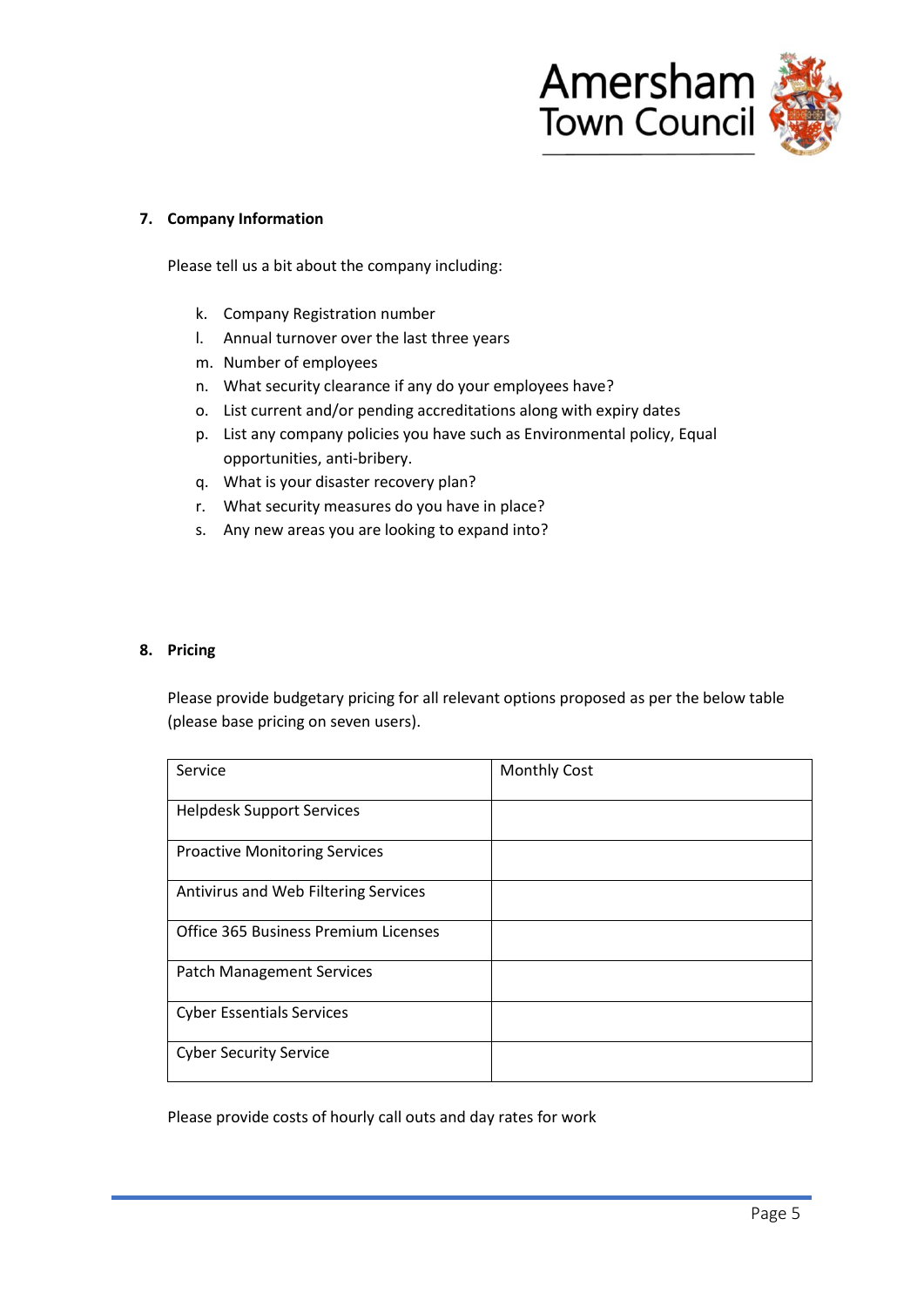## 7. Company Information

Please tell us a bit about the company including:

k. Company Registration number
l. Annual turnover over the last three years
m. Number of employees
n. What security clearance if any do your employees have?
o. List current and/or pending accreditations along with expiry dates
p. List any company policies you have such as Environmental policy, Equal opportunities, anti-bribery.
q. What is your disaster recovery plan?
r. What security measures do you have in place?
s. Any new areas you are looking to expand into?

## 8. Pricing

Please provide budgetary pricing for all relevant options proposed as per the below table (please base pricing on seven users).

| Service | Monthly Cost |
|---|---|
| Helpdesk Support Services | |
| Proactive Monitoring Services | |
| Antivirus and Web Filtering Services | |
| Office 365 Business Premium Licenses | |
| Patch Management Services | |
| Cyber Essentials Services | |
| Cyber Security Service | |

Please provide costs of hourly call outs and day rates for work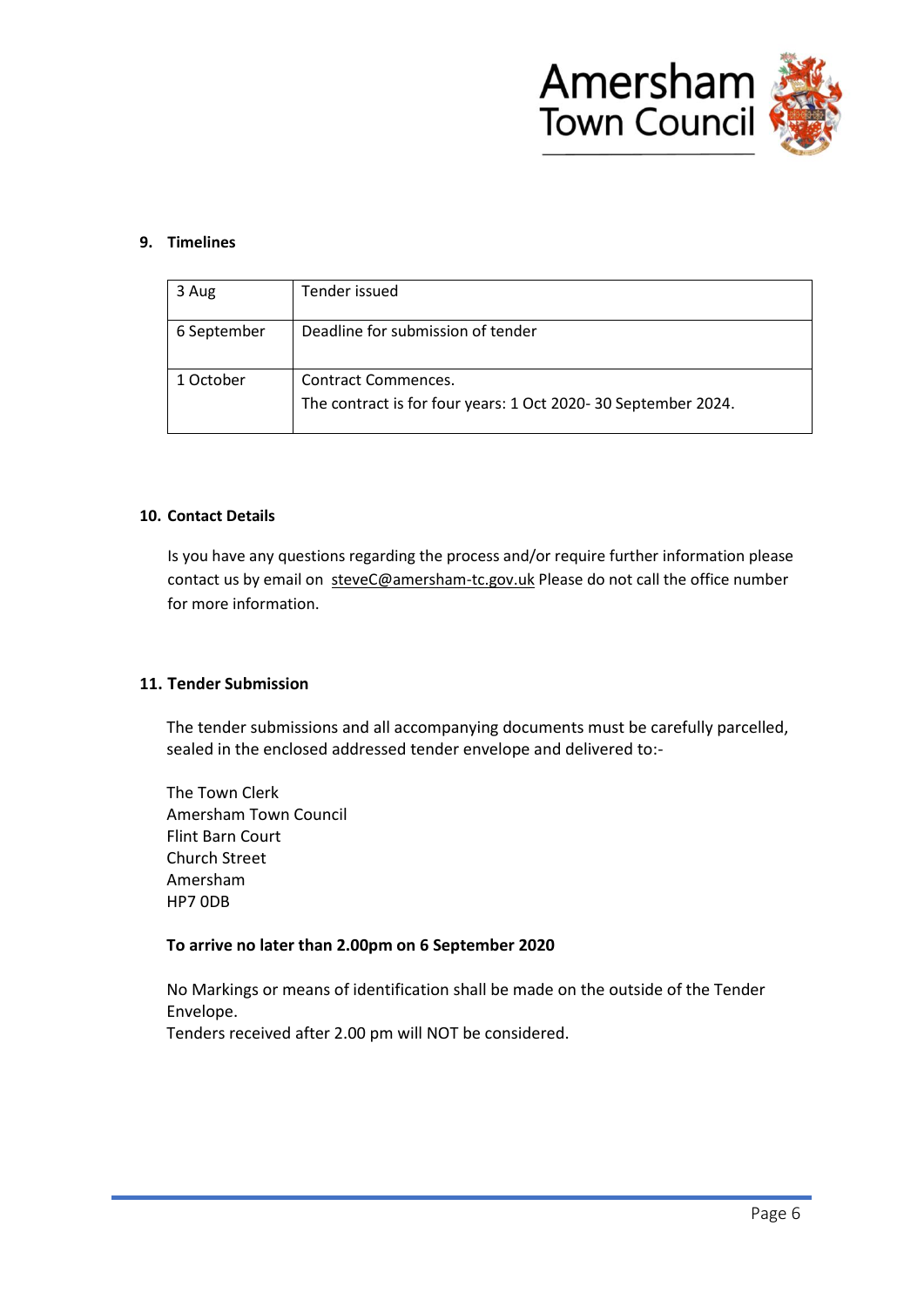## 9. Timelines

| | |
|---|---|
| 3 Aug | Tender issued |
| 6 September | Deadline for submission of tender |
| 1 October | Contract Commences.<br>The contract is for four years: 1 Oct 2020- 30 September 2024. |

## 10. Contact Details

Is you have any questions regarding the process and/or require further information please contact us by email on steveC@amersham-tc.gov.uk Please do not call the office number for more information.

## 11. Tender Submission

The tender submissions and all accompanying documents must be carefully parcelled, sealed in the enclosed addressed tender envelope and delivered to:-

The Town Clerk
Amersham Town Council
Flint Barn Court
Church Street
Amersham
HP7 0DB

**To arrive no later than 2.00pm on 6 September 2020**

No Markings or means of identification shall be made on the outside of the Tender Envelope.
Tenders received after 2.00 pm will NOT be considered.